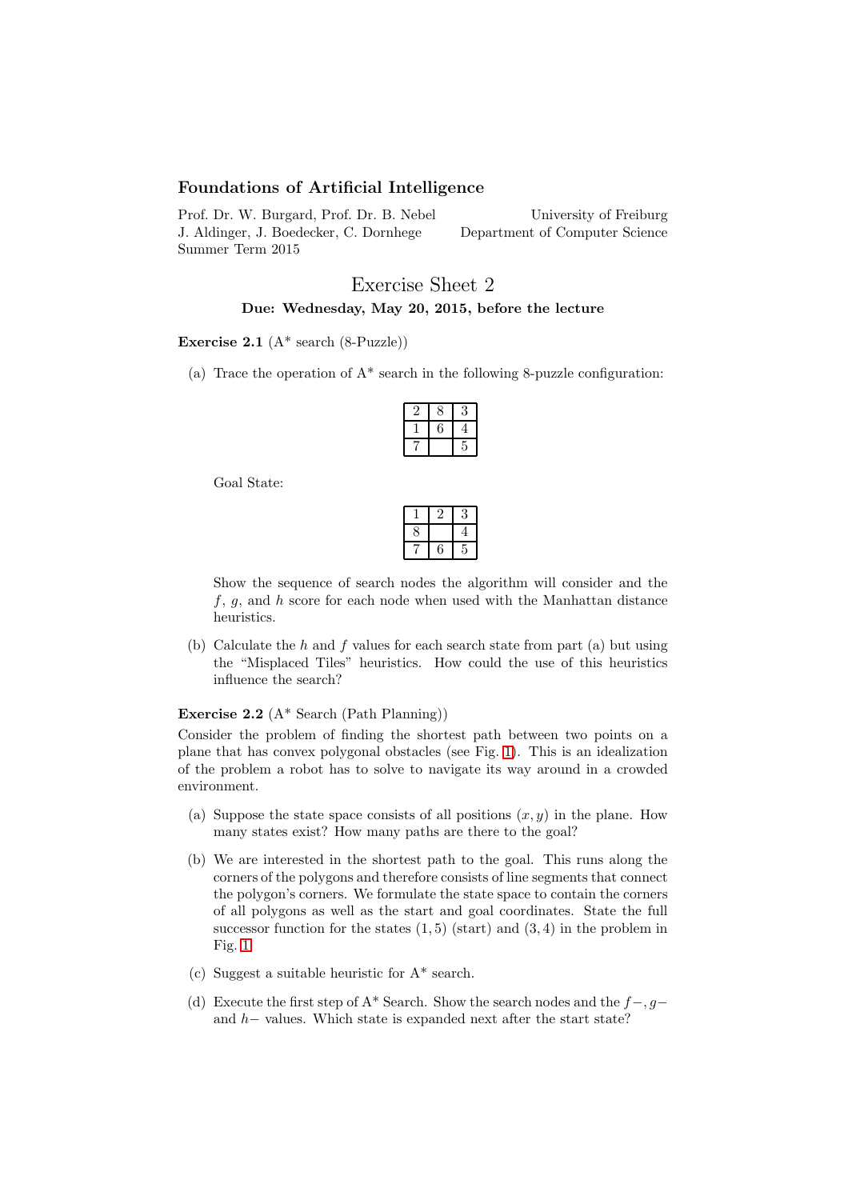**Foundations of Artificial Intelligence**

Prof. Dr. W. Burgard, Prof. Dr. B. Nebel
J. Aldinger, J. Boedecker, C. Dornhege
Summer Term 2015

University of Freiburg
Department of Computer Science

# Exercise Sheet 2

**Due: Wednesday, May 20, 2015, before the lecture**

**Exercise 2.1** (A* search (8-Puzzle))

(a) Trace the operation of A* search in the following 8-puzzle configuration:

| | | |
|---|---|---|
| 2 | 8 | 3 |
| 1 | 6 | 4 |
| 7 |  | 5 |

Goal State:

| | | |
|---|---|---|
| 1 | 2 | 3 |
| 8 |  | 4 |
| 7 | 6 | 5 |

Show the sequence of search nodes the algorithm will consider and the $f$, $g$, and $h$ score for each node when used with the Manhattan distance heuristics.

(b) Calculate the $h$ and $f$ values for each search state from part (a) but using the "Misplaced Tiles" heuristics. How could the use of this heuristics influence the search?

**Exercise 2.2** (A* Search (Path Planning))

Consider the problem of finding the shortest path between two points on a plane that has convex polygonal obstacles (see Fig. 1). This is an idealization of the problem a robot has to solve to navigate its way around in a crowded environment.

(a) Suppose the state space consists of all positions $(x, y)$ in the plane. How many states exist? How many paths are there to the goal?

(b) We are interested in the shortest path to the goal. This runs along the corners of the polygons and therefore consists of line segments that connect the polygon's corners. We formulate the state space to contain the corners of all polygons as well as the start and goal coordinates. State the full successor function for the states $(1, 5)$ (start) and $(3, 4)$ in the problem in Fig. 1.

(c) Suggest a suitable heuristic for A* search.

(d) Execute the first step of A* Search. Show the search nodes and the $f-$, $g-$ and $h-$ values. Which state is expanded next after the start state?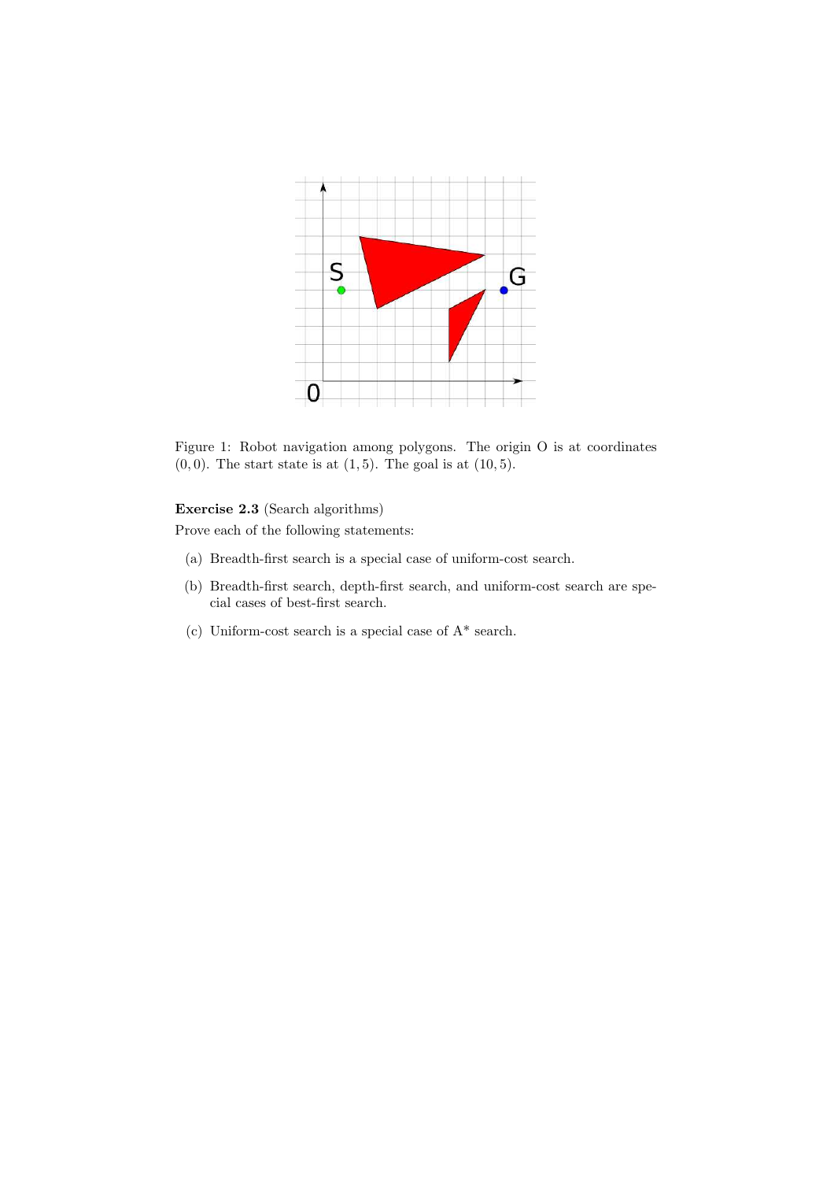Figure 1: Robot navigation among polygons. The origin O is at coordinates $(0, 0)$. The start state is at $(1, 5)$. The goal is at $(10, 5)$.

**Exercise 2.3** (Search algorithms)

Prove each of the following statements:

(a) Breadth-first search is a special case of uniform-cost search.

(b) Breadth-first search, depth-first search, and uniform-cost search are special cases of best-first search.

(c) Uniform-cost search is a special case of A* search.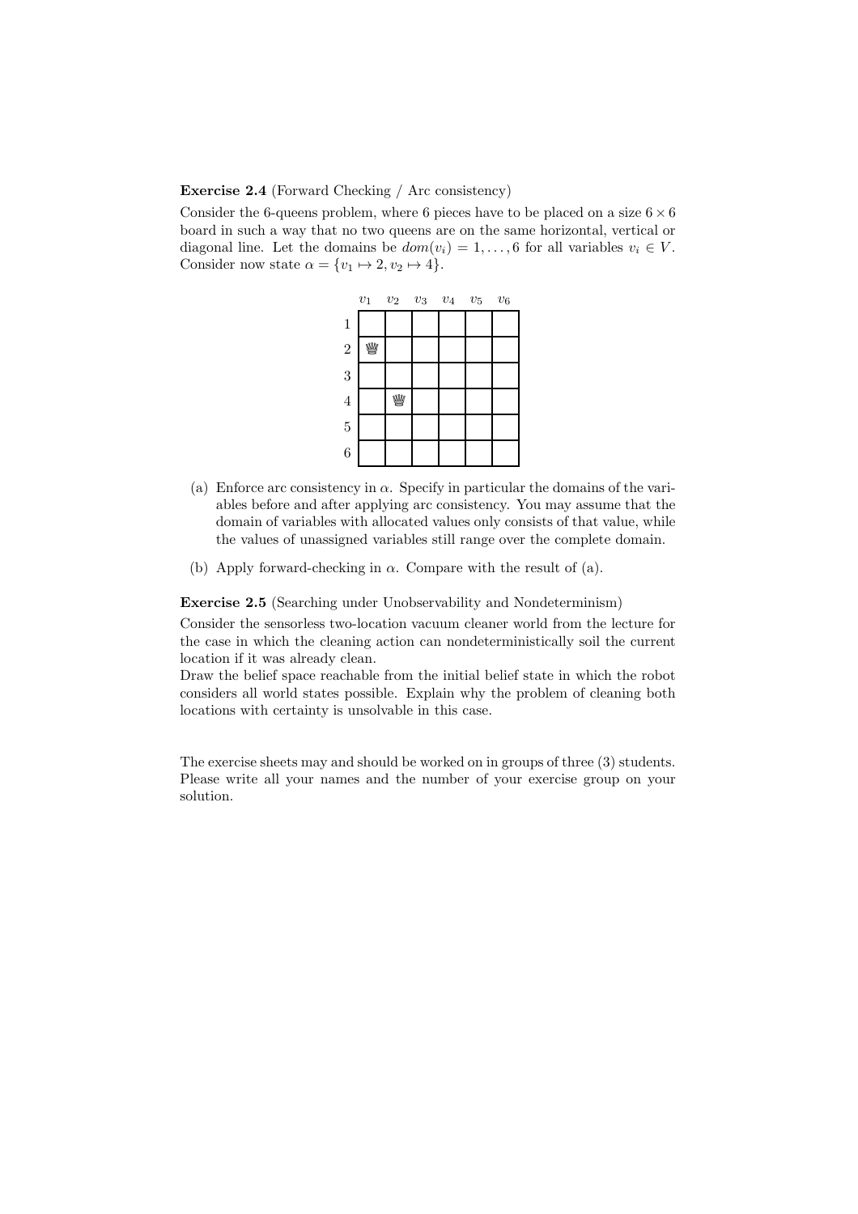**Exercise 2.4** (Forward Checking / Arc consistency)

Consider the 6-queens problem, where 6 pieces have to be placed on a size $6 \times 6$ board in such a way that no two queens are on the same horizontal, vertical or diagonal line. Let the domains be $dom(v_i) = 1, \ldots, 6$ for all variables $v_i \in V$. Consider now state $\alpha = \{v_1 \mapsto 2, v_2 \mapsto 4\}$.

| | $v_1$ | $v_2$ | $v_3$ | $v_4$ | $v_5$ | $v_6$ |
|---|---|---|---|---|---|---|
| 1 | | | | | | |
| 2 | ♛ | | | | | |
| 3 | | | | | | |
| 4 | | ♛ | | | | |
| 5 | | | | | | |
| 6 | | | | | | |

(a) Enforce arc consistency in $\alpha$. Specify in particular the domains of the variables before and after applying arc consistency. You may assume that the domain of variables with allocated values only consists of that value, while the values of unassigned variables still range over the complete domain.

(b) Apply forward-checking in $\alpha$. Compare with the result of (a).

**Exercise 2.5** (Searching under Unobservability and Nondeterminism)

Consider the sensorless two-location vacuum cleaner world from the lecture for the case in which the cleaning action can nondeterministically soil the current location if it was already clean.

Draw the belief space reachable from the initial belief state in which the robot considers all world states possible. Explain why the problem of cleaning both locations with certainty is unsolvable in this case.

The exercise sheets may and should be worked on in groups of three (3) students. Please write all your names and the number of your exercise group on your solution.